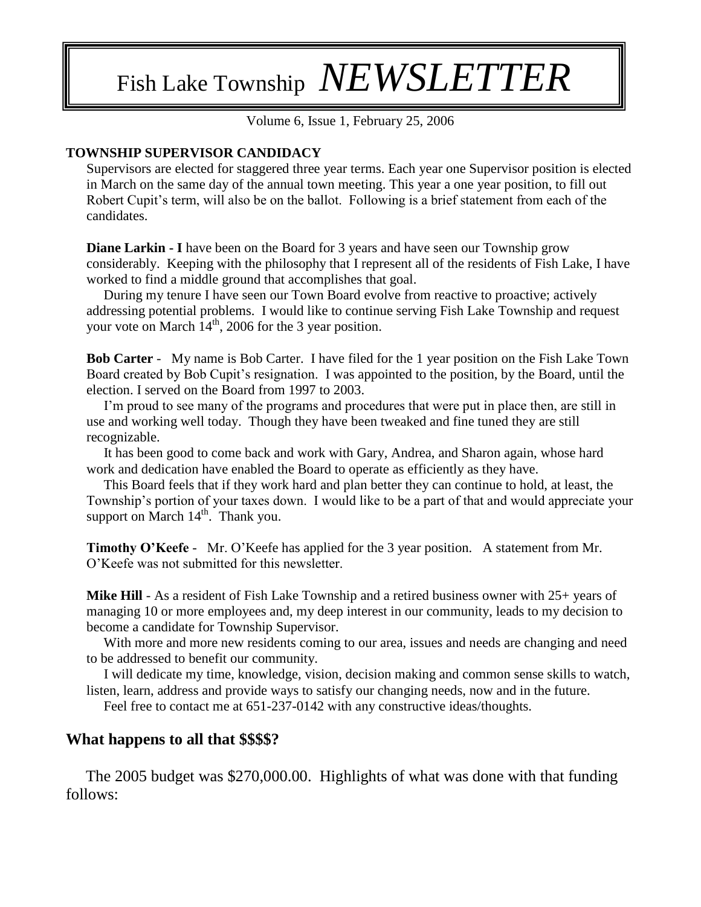# Fish Lake Township *NEWSLETTER*

Volume 6, Issue 1, February 25, 2006

### TOWNSHIP SUPERVISOR CANDIDACY

Supervisors are elected for staggered three year terms. Each year one Supervisor position is elected in March on the same day of the annual town meeting. This year a one year position, to fill out Robert Cupit's term, will also be on the ballot. Following is a brief statement from each of the candidates.

**Diane Larkin - I** have been on the Board for 3 years and have seen our Township grow considerably. Keeping with the philosophy that I represent all of the residents of Fish Lake, I have worked to find a middle ground that accomplishes that goal.

During my tenure I have seen our Town Board evolve from reactive to proactive; actively addressing potential problems. I would like to continue serving Fish Lake Township and request your vote on March 14th, 2006 for the 3 year position.

**Bob Carter** - My name is Bob Carter. I have filed for the 1 year position on the Fish Lake Town Board created by Bob Cupit's resignation. I was appointed to the position, by the Board, until the election. I served on the Board from 1997 to 2003.

I'm proud to see many of the programs and procedures that were put in place then, are still in use and working well today. Though they have been tweaked and fine tuned they are still recognizable.

It has been good to come back and work with Gary, Andrea, and Sharon again, whose hard work and dedication have enabled the Board to operate as efficiently as they have.

This Board feels that if they work hard and plan better they can continue to hold, at least, the Township's portion of your taxes down. I would like to be a part of that and would appreciate your support on March 14th. Thank you.

**Timothy O'Keefe** - Mr. O'Keefe has applied for the 3 year position. A statement from Mr. O'Keefe was not submitted for this newsletter.

**Mike Hill** - As a resident of Fish Lake Township and a retired business owner with 25+ years of managing 10 or more employees and, my deep interest in our community, leads to my decision to become a candidate for Township Supervisor.

With more and more new residents coming to our area, issues and needs are changing and need to be addressed to benefit our community.

I will dedicate my time, knowledge, vision, decision making and common sense skills to watch, listen, learn, address and provide ways to satisfy our changing needs, now and in the future.

Feel free to contact me at 651-237-0142 with any constructive ideas/thoughts.

## What happens to all that $$$$?

The 2005 budget was $270,000.00. Highlights of what was done with that funding follows: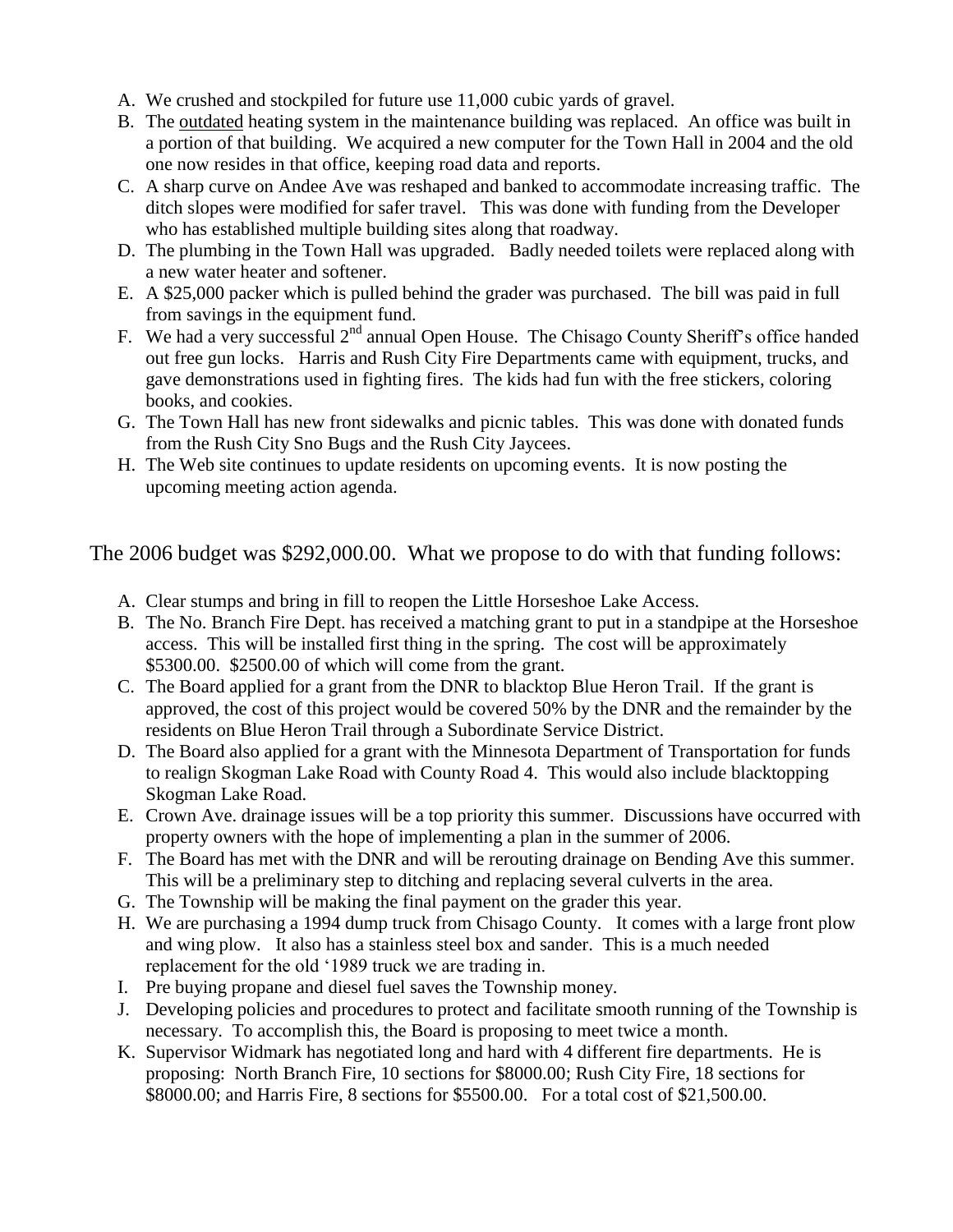A. We crushed and stockpiled for future use 11,000 cubic yards of gravel.
B. The outdated heating system in the maintenance building was replaced. An office was built in a portion of that building. We acquired a new computer for the Town Hall in 2004 and the old one now resides in that office, keeping road data and reports.
C. A sharp curve on Andee Ave was reshaped and banked to accommodate increasing traffic. The ditch slopes were modified for safer travel. This was done with funding from the Developer who has established multiple building sites along that roadway.
D. The plumbing in the Town Hall was upgraded. Badly needed toilets were replaced along with a new water heater and softener.
E. A $25,000 packer which is pulled behind the grader was purchased. The bill was paid in full from savings in the equipment fund.
F. We had a very successful 2nd annual Open House. The Chisago County Sheriff's office handed out free gun locks. Harris and Rush City Fire Departments came with equipment, trucks, and gave demonstrations used in fighting fires. The kids had fun with the free stickers, coloring books, and cookies.
G. The Town Hall has new front sidewalks and picnic tables. This was done with donated funds from the Rush City Sno Bugs and the Rush City Jaycees.
H. The Web site continues to update residents on upcoming events. It is now posting the upcoming meeting action agenda.

The 2006 budget was $292,000.00. What we propose to do with that funding follows:

A. Clear stumps and bring in fill to reopen the Little Horseshoe Lake Access.
B. The No. Branch Fire Dept. has received a matching grant to put in a standpipe at the Horseshoe access. This will be installed first thing in the spring. The cost will be approximately $5300.00. $2500.00 of which will come from the grant.
C. The Board applied for a grant from the DNR to blacktop Blue Heron Trail. If the grant is approved, the cost of this project would be covered 50% by the DNR and the remainder by the residents on Blue Heron Trail through a Subordinate Service District.
D. The Board also applied for a grant with the Minnesota Department of Transportation for funds to realign Skogman Lake Road with County Road 4. This would also include blacktopping Skogman Lake Road.
E. Crown Ave. drainage issues will be a top priority this summer. Discussions have occurred with property owners with the hope of implementing a plan in the summer of 2006.
F. The Board has met with the DNR and will be rerouting drainage on Bending Ave this summer. This will be a preliminary step to ditching and replacing several culverts in the area.
G. The Township will be making the final payment on the grader this year.
H. We are purchasing a 1994 dump truck from Chisago County. It comes with a large front plow and wing plow. It also has a stainless steel box and sander. This is a much needed replacement for the old '1989 truck we are trading in.
I. Pre buying propane and diesel fuel saves the Township money.
J. Developing policies and procedures to protect and facilitate smooth running of the Township is necessary. To accomplish this, the Board is proposing to meet twice a month.
K. Supervisor Widmark has negotiated long and hard with 4 different fire departments. He is proposing: North Branch Fire, 10 sections for $8000.00; Rush City Fire, 18 sections for $8000.00; and Harris Fire, 8 sections for $5500.00. For a total cost of $21,500.00.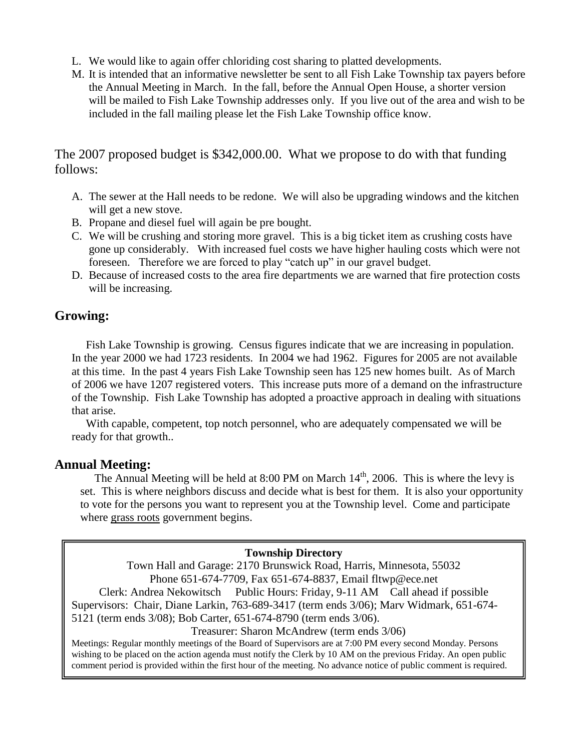L. We would like to again offer chloriding cost sharing to platted developments.
M. It is intended that an informative newsletter be sent to all Fish Lake Township tax payers before the Annual Meeting in March. In the fall, before the Annual Open House, a shorter version will be mailed to Fish Lake Township addresses only. If you live out of the area and wish to be included in the fall mailing please let the Fish Lake Township office know.

The 2007 proposed budget is $342,000.00. What we propose to do with that funding follows:

A. The sewer at the Hall needs to be redone. We will also be upgrading windows and the kitchen will get a new stove.
B. Propane and diesel fuel will again be pre bought.
C. We will be crushing and storing more gravel. This is a big ticket item as crushing costs have gone up considerably. With increased fuel costs we have higher hauling costs which were not foreseen. Therefore we are forced to play "catch up" in our gravel budget.
D. Because of increased costs to the area fire departments we are warned that fire protection costs will be increasing.

## Growing:

Fish Lake Township is growing. Census figures indicate that we are increasing in population. In the year 2000 we had 1723 residents. In 2004 we had 1962. Figures for 2005 are not available at this time. In the past 4 years Fish Lake Township seen has 125 new homes built. As of March of 2006 we have 1207 registered voters. This increase puts more of a demand on the infrastructure of the Township. Fish Lake Township has adopted a proactive approach in dealing with situations that arise.

With capable, competent, top notch personnel, who are adequately compensated we will be ready for that growth..

## Annual Meeting:

The Annual Meeting will be held at 8:00 PM on March 14th, 2006. This is where the levy is set. This is where neighbors discuss and decide what is best for them. It is also your opportunity to vote for the persons you want to represent you at the Township level. Come and participate where grass roots government begins.

**Township Directory**

Town Hall and Garage: 2170 Brunswick Road, Harris, Minnesota, 55032
Phone 651-674-7709, Fax 651-674-8837, Email fltwp@ece.net
Clerk: Andrea Nekowitsch Public Hours: Friday, 9-11 AM Call ahead if possible
Supervisors: Chair, Diane Larkin, 763-689-3417 (term ends 3/06); Marv Widmark, 651-674-5121 (term ends 3/08); Bob Carter, 651-674-8790 (term ends 3/06).
Treasurer: Sharon McAndrew (term ends 3/06)

Meetings: Regular monthly meetings of the Board of Supervisors are at 7:00 PM every second Monday. Persons wishing to be placed on the action agenda must notify the Clerk by 10 AM on the previous Friday. An open public comment period is provided within the first hour of the meeting. No advance notice of public comment is required.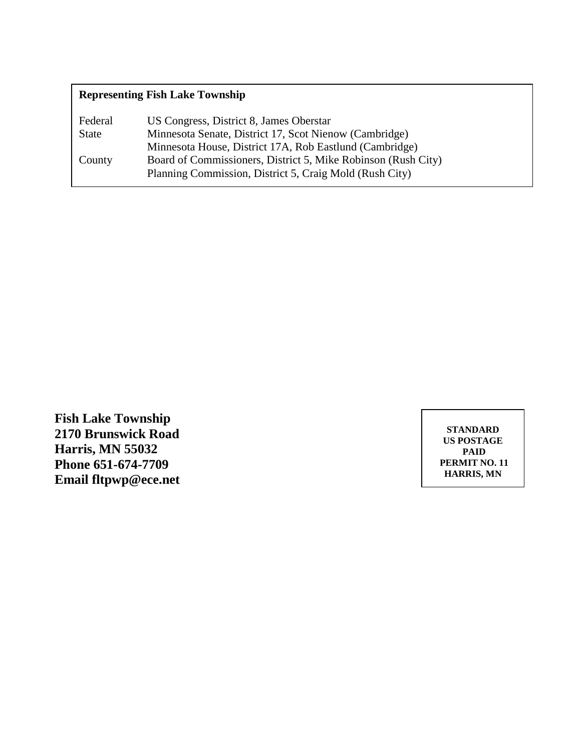**Representing Fish Lake Township**

| | |
|---|---|
| Federal | US Congress, District 8, James Oberstar |
| State | Minnesota Senate, District 17, Scot Nienow (Cambridge) |
| | Minnesota House, District 17A, Rob Eastlund (Cambridge) |
| County | Board of Commissioners, District 5, Mike Robinson (Rush City) |
| | Planning Commission, District 5, Craig Mold (Rush City) |

**Fish Lake Township**
**2170 Brunswick Road**
**Harris, MN 55032**
**Phone 651-674-7709**
**Email fltpwp@ece.net**

**STANDARD**
**US POSTAGE**
**PAID**
**PERMIT NO. 11**
**HARRIS, MN**